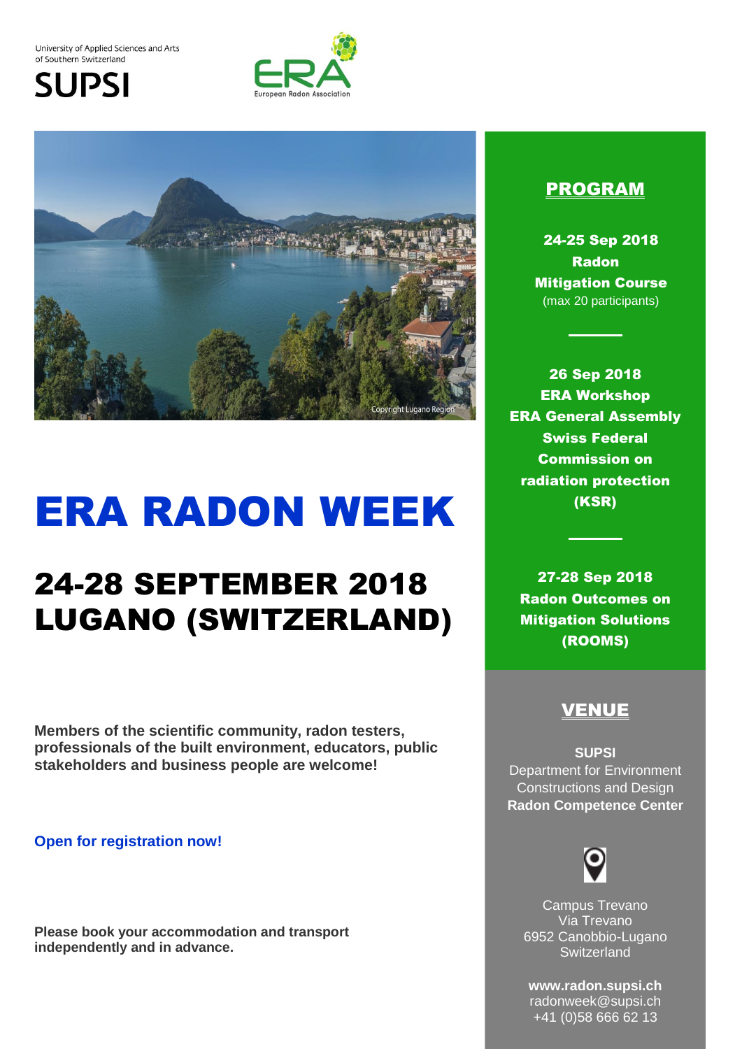University of Applied Sciences and Arts of Southern Switzerland

SUPSI

ERA European Radon Association

Copyright Lugano Region

# ERA RADON WEEK

## 24-28 SEPTEMBER 2018
## LUGANO (SWITZERLAND)

**Members of the scientific community, radon testers, professionals of the built environment, educators, public stakeholders and business people are welcome!**

**Open for registration now!**

**Please book your accommodation and transport independently and in advance.**

## PROGRAM

**24-25 Sep 2018**
**Radon Mitigation Course**
(max 20 participants)

---

**26 Sep 2018**
**ERA Workshop**
**ERA General Assembly**
**Swiss Federal Commission on radiation protection (KSR)**

---

**27-28 Sep 2018**
**Radon Outcomes on Mitigation Solutions (ROOMS)**

## VENUE

**SUPSI**
Department for Environment Constructions and Design
**Radon Competence Center**

Campus Trevano
Via Trevano
6952 Canobbio-Lugano
Switzerland

**www.radon.supsi.ch**
radonweek@supsi.ch
+41 (0)58 666 62 13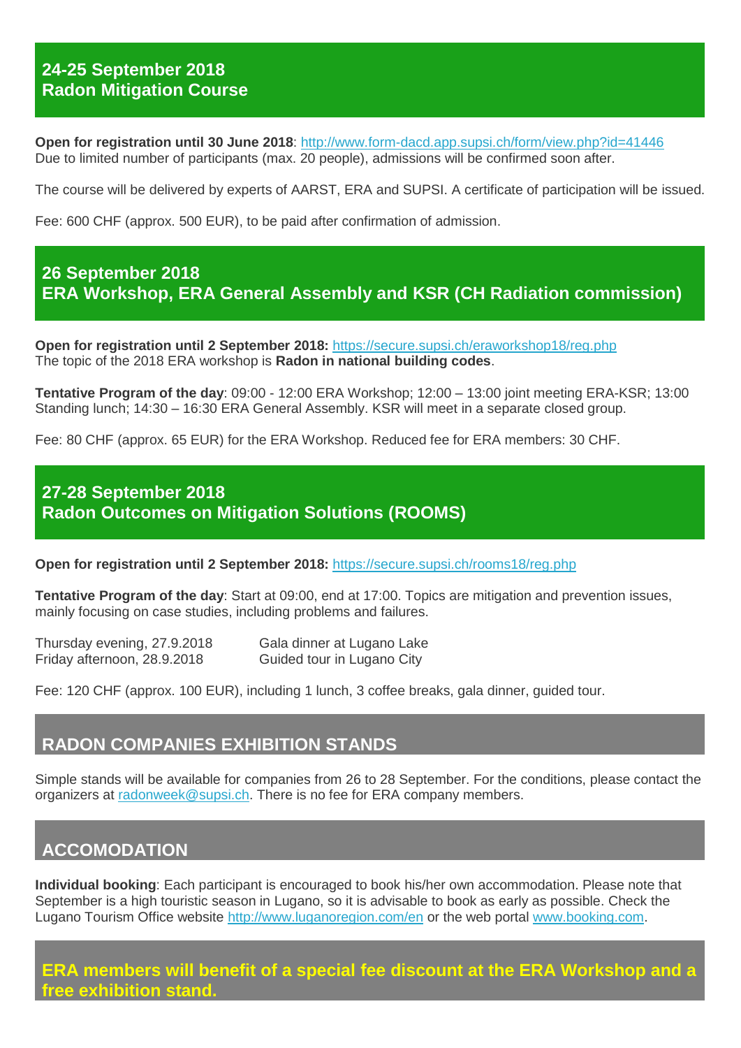## 24-25 September 2018
## Radon Mitigation Course

**Open for registration until 30 June 2018**: http://www.form-dacd.app.supsi.ch/form/view.php?id=41446
Due to limited number of participants (max. 20 people), admissions will be confirmed soon after.

The course will be delivered by experts of AARST, ERA and SUPSI. A certificate of participation will be issued.

Fee: 600 CHF (approx. 500 EUR), to be paid after confirmation of admission.

## 26 September 2018
## ERA Workshop, ERA General Assembly and KSR (CH Radiation commission)

**Open for registration until 2 September 2018:** https://secure.supsi.ch/eraworkshop18/reg.php
The topic of the 2018 ERA workshop is **Radon in national building codes**.

**Tentative Program of the day**: 09:00 - 12:00 ERA Workshop; 12:00 – 13:00 joint meeting ERA-KSR; 13:00 Standing lunch; 14:30 – 16:30 ERA General Assembly. KSR will meet in a separate closed group.

Fee: 80 CHF (approx. 65 EUR) for the ERA Workshop. Reduced fee for ERA members: 30 CHF.

## 27-28 September 2018
## Radon Outcomes on Mitigation Solutions (ROOMS)

**Open for registration until 2 September 2018:** https://secure.supsi.ch/rooms18/reg.php

**Tentative Program of the day**: Start at 09:00, end at 17:00. Topics are mitigation and prevention issues, mainly focusing on case studies, including problems and failures.

| | |
|---|---|
| Thursday evening, 27.9.2018 | Gala dinner at Lugano Lake |
| Friday afternoon, 28.9.2018 | Guided tour in Lugano City |

Fee: 120 CHF (approx. 100 EUR), including 1 lunch, 3 coffee breaks, gala dinner, guided tour.

## RADON COMPANIES EXHIBITION STANDS

Simple stands will be available for companies from 26 to 28 September. For the conditions, please contact the organizers at radonweek@supsi.ch. There is no fee for ERA company members.

## ACCOMODATION

**Individual booking**: Each participant is encouraged to book his/her own accommodation. Please note that September is a high touristic season in Lugano, so it is advisable to book as early as possible. Check the Lugano Tourism Office website http://www.luganoregion.com/en or the web portal www.booking.com.

**ERA members will benefit of a special fee discount at the ERA Workshop and a free exhibition stand.**